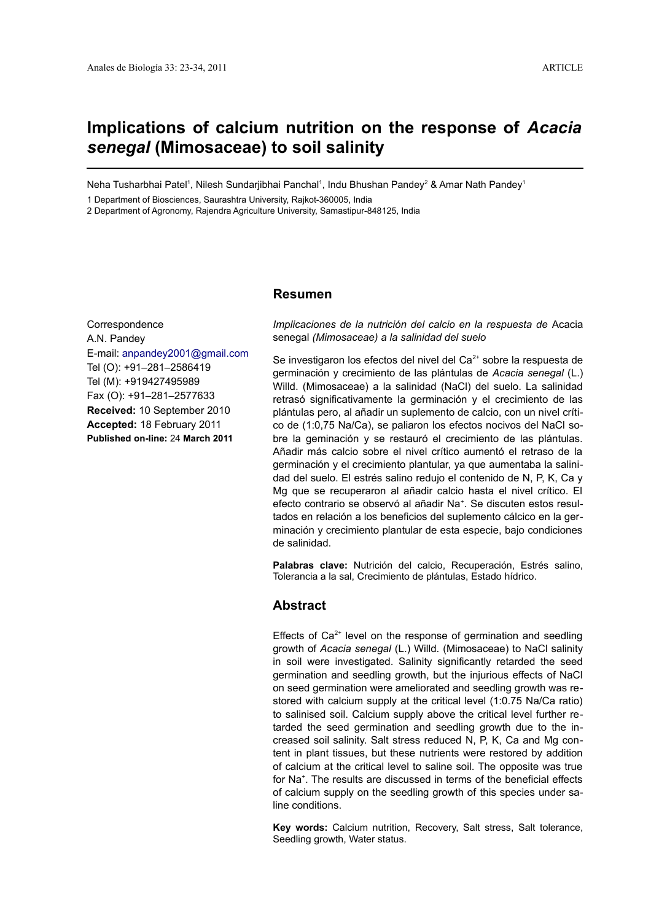ARTICLE

# Implications of calcium nutrition on the response of *Acacia senegal* (Mimosaceae) to soil salinity

Neha Tusharbhai Patel[1], Nilesh Sundarjibhai Panchal[1], Indu Bhushan Pandey[2] & Amar Nath Pandey[1]

1 Department of Biosciences, Saurashtra University, Rajkot-360005, India

2 Department of Agronomy, Rajendra Agriculture University, Samastipur-848125, India

Correspondence
A.N. Pandey
E-mail: anpandey2001@gmail.com
Tel (O): +91–281–2586419
Tel (M): +919427495989
Fax (O): +91–281–2577633
**Received:** 10 September 2010
**Accepted:** 18 February 2011
**Published on-line:** 24 **March 2011**

## Resumen

*Implicaciones de la nutrición del calcio en la respuesta de* Acacia senegal *(Mimosaceae) a la salinidad del suelo*

Se investigaron los efectos del nivel del $Ca^{2+}$ sobre la respuesta de germinación y crecimiento de las plántulas de *Acacia senegal* (L.) Willd. (Mimosaceae) a la salinidad (NaCl) del suelo. La salinidad retrasó significativamente la germinación y el crecimiento de las plántulas pero, al añadir un suplemento de calcio, con un nivel crítico de (1:0,75 Na/Ca), se paliaron los efectos nocivos del NaCl sobre la geminación y se restauró el crecimiento de las plántulas. Añadir más calcio sobre el nivel crítico aumentó el retraso de la germinación y el crecimiento plantular, ya que aumentaba la salinidad del suelo. El estrés salino redujo el contenido de N, P, K, Ca y Mg que se recuperaron al añadir calcio hasta el nivel crítico. El efecto contrario se observó al añadir $Na^{+}$. Se discuten estos resultados en relación a los beneficios del suplemento cálcico en la germinación y crecimiento plantular de esta especie, bajo condiciones de salinidad.

**Palabras clave:** Nutrición del calcio, Recuperación, Estrés salino, Tolerancia a la sal, Crecimiento de plántulas, Estado hídrico.

## Abstract

Effects of $Ca^{2+}$ level on the response of germination and seedling growth of *Acacia senegal* (L.) Willd. (Mimosaceae) to NaCl salinity in soil were investigated. Salinity significantly retarded the seed germination and seedling growth, but the injurious effects of NaCl on seed germination were ameliorated and seedling growth was restored with calcium supply at the critical level (1:0.75 Na/Ca ratio) to salinised soil. Calcium supply above the critical level further retarded the seed germination and seedling growth due to the increased soil salinity. Salt stress reduced N, P, K, Ca and Mg content in plant tissues, but these nutrients were restored by addition of calcium at the critical level to saline soil. The opposite was true for $Na^{+}$. The results are discussed in terms of the beneficial effects of calcium supply on the seedling growth of this species under saline conditions.

**Key words:** Calcium nutrition, Recovery, Salt stress, Salt tolerance, Seedling growth, Water status.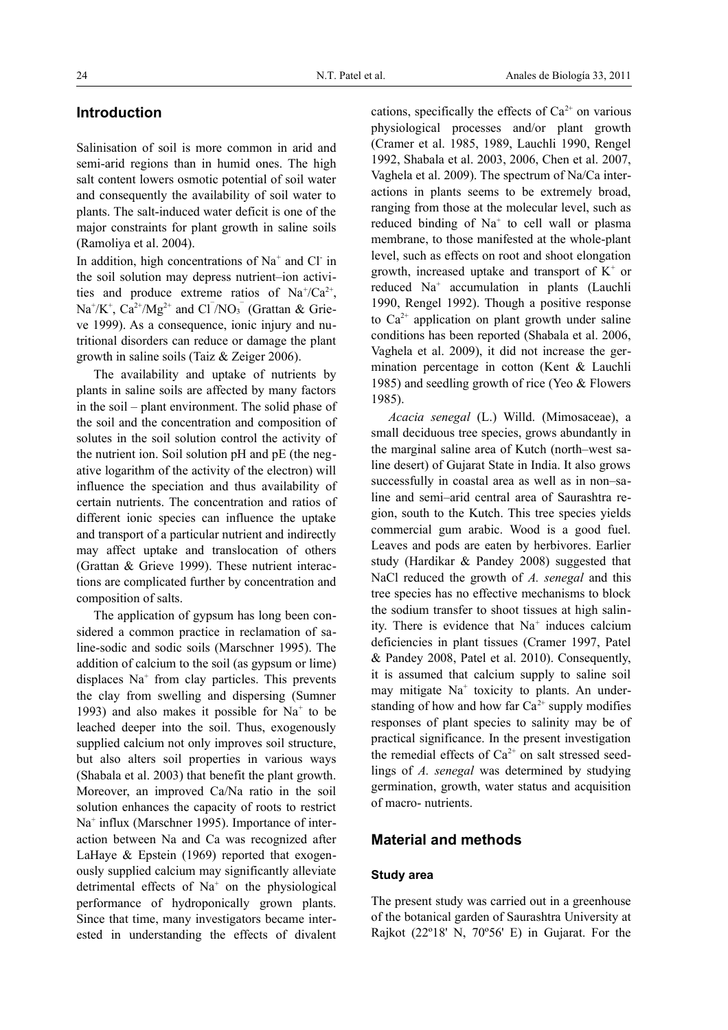## Introduction

Salinisation of soil is more common in arid and semi-arid regions than in humid ones. The high salt content lowers osmotic potential of soil water and consequently the availability of soil water to plants. The salt-induced water deficit is one of the major constraints for plant growth in saline soils (Ramoliya et al. 2004).

In addition, high concentrations of $Na^+$ and $Cl^-$ in the soil solution may depress nutrient–ion activities and produce extreme ratios of $Na^+/Ca^{2+}$, $Na^+/K^+$, $Ca^{2+}/Mg^{2+}$ and $Cl^-/NO_3^-$ (Grattan & Grieve 1999). As a consequence, ionic injury and nutritional disorders can reduce or damage the plant growth in saline soils (Taiz & Zeiger 2006).

The availability and uptake of nutrients by plants in saline soils are affected by many factors in the soil – plant environment. The solid phase of the soil and the concentration and composition of solutes in the soil solution control the activity of the nutrient ion. Soil solution pH and pE (the negative logarithm of the activity of the electron) will influence the speciation and thus availability of certain nutrients. The concentration and ratios of different ionic species can influence the uptake and transport of a particular nutrient and indirectly may affect uptake and translocation of others (Grattan & Grieve 1999). These nutrient interactions are complicated further by concentration and composition of salts.

The application of gypsum has long been considered a common practice in reclamation of saline-sodic and sodic soils (Marschner 1995). The addition of calcium to the soil (as gypsum or lime) displaces $Na^+$ from clay particles. This prevents the clay from swelling and dispersing (Sumner 1993) and also makes it possible for $Na^+$ to be leached deeper into the soil. Thus, exogenously supplied calcium not only improves soil structure, but also alters soil properties in various ways (Shabala et al. 2003) that benefit the plant growth. Moreover, an improved Ca/Na ratio in the soil solution enhances the capacity of roots to restrict $Na^+$ influx (Marschner 1995). Importance of interaction between Na and Ca was recognized after LaHaye & Epstein (1969) reported that exogenously supplied calcium may significantly alleviate detrimental effects of $Na^+$ on the physiological performance of hydroponically grown plants. Since that time, many investigators became interested in understanding the effects of divalent cations, specifically the effects of $Ca^{2+}$ on various physiological processes and/or plant growth (Cramer et al. 1985, 1989, Lauchli 1990, Rengel 1992, Shabala et al. 2003, 2006, Chen et al. 2007, Vaghela et al. 2009). The spectrum of Na/Ca interactions in plants seems to be extremely broad, ranging from those at the molecular level, such as reduced binding of $Na^+$ to cell wall or plasma membrane, to those manifested at the whole-plant level, such as effects on root and shoot elongation growth, increased uptake and transport of $K^+$ or reduced $Na^+$ accumulation in plants (Lauchli 1990, Rengel 1992). Though a positive response to $Ca^{2+}$ application on plant growth under saline conditions has been reported (Shabala et al. 2006, Vaghela et al. 2009), it did not increase the germination percentage in cotton (Kent & Lauchli 1985) and seedling growth of rice (Yeo & Flowers 1985).

*Acacia senegal* (L.) Willd. (Mimosaceae), a small deciduous tree species, grows abundantly in the marginal saline area of Kutch (north–west saline desert) of Gujarat State in India. It also grows successfully in coastal area as well as in non–saline and semi–arid central area of Saurashtra region, south to the Kutch. This tree species yields commercial gum arabic. Wood is a good fuel. Leaves and pods are eaten by herbivores. Earlier study (Hardikar & Pandey 2008) suggested that NaCl reduced the growth of *A. senegal* and this tree species has no effective mechanisms to block the sodium transfer to shoot tissues at high salinity. There is evidence that $Na^+$ induces calcium deficiencies in plant tissues (Cramer 1997, Patel & Pandey 2008, Patel et al. 2010). Consequently, it is assumed that calcium supply to saline soil may mitigate $Na^+$ toxicity to plants. An understanding of how and how far $Ca^{2+}$ supply modifies responses of plant species to salinity may be of practical significance. In the present investigation the remedial effects of $Ca^{2+}$ on salt stressed seedlings of *A. senegal* was determined by studying germination, growth, water status and acquisition of macro- nutrients.

## Material and methods

### Study area

The present study was carried out in a greenhouse of the botanical garden of Saurashtra University at Rajkot (22º18' N, 70º56' E) in Gujarat. For the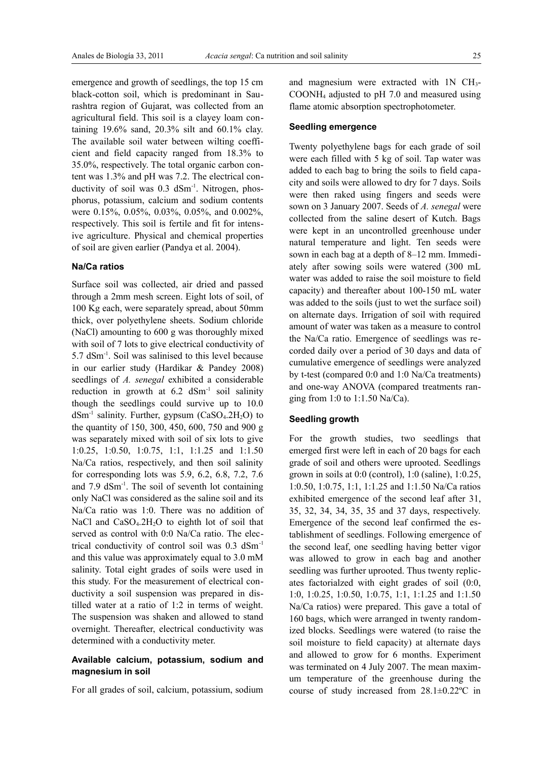emergence and growth of seedlings, the top 15 cm black-cotton soil, which is predominant in Saurashtra region of Gujarat, was collected from an agricultural field. This soil is a clayey loam containing 19.6% sand, 20.3% silt and 60.1% clay. The available soil water between wilting coefficient and field capacity ranged from 18.3% to 35.0%, respectively. The total organic carbon content was 1.3% and pH was 7.2. The electrical conductivity of soil was 0.3 $dSm^{-1}$. Nitrogen, phosphorus, potassium, calcium and sodium contents were 0.15%, 0.05%, 0.03%, 0.05%, and 0.002%, respectively. This soil is fertile and fit for intensive agriculture. Physical and chemical properties of soil are given earlier (Pandya et al. 2004).

#### Na/Ca ratios

Surface soil was collected, air dried and passed through a 2mm mesh screen. Eight lots of soil, of 100 Kg each, were separately spread, about 50mm thick, over polyethylene sheets. Sodium chloride (NaCl) amounting to 600 g was thoroughly mixed with soil of 7 lots to give electrical conductivity of 5.7 $dSm^{-1}$. Soil was salinised to this level because in our earlier study (Hardikar & Pandey 2008) seedlings of *A. senegal* exhibited a considerable reduction in growth at 6.2 $dSm^{-1}$ soil salinity though the seedlings could survive up to 10.0 $dSm^{-1}$ salinity. Further, gypsum ($CaSO_4.2H_2O$) to the quantity of 150, 300, 450, 600, 750 and 900 g was separately mixed with soil of six lots to give 1:0.25, 1:0.50, 1:0.75, 1:1, 1:1.25 and 1:1.50 Na/Ca ratios, respectively, and then soil salinity for corresponding lots was 5.9, 6.2, 6.8, 7.2, 7.6 and 7.9 $dSm^{-1}$. The soil of seventh lot containing only NaCl was considered as the saline soil and its Na/Ca ratio was 1:0. There was no addition of NaCl and $CaSO_4.2H_2O$ to eighth lot of soil that served as control with 0:0 Na/Ca ratio. The electrical conductivity of control soil was 0.3 $dSm^{-1}$ and this value was approximately equal to 3.0 mM salinity. Total eight grades of soils were used in this study. For the measurement of electrical conductivity a soil suspension was prepared in distilled water at a ratio of 1:2 in terms of weight. The suspension was shaken and allowed to stand overnight. Thereafter, electrical conductivity was determined with a conductivity meter.

#### Available calcium, potassium, sodium and magnesium in soil

For all grades of soil, calcium, potassium, sodium and magnesium were extracted with 1N $CH_3$-$COONH_4$ adjusted to pH 7.0 and measured using flame atomic absorption spectrophotometer.

#### Seedling emergence

Twenty polyethylene bags for each grade of soil were each filled with 5 kg of soil. Tap water was added to each bag to bring the soils to field capacity and soils were allowed to dry for 7 days. Soils were then raked using fingers and seeds were sown on 3 January 2007. Seeds of *A. senegal* were collected from the saline desert of Kutch. Bags were kept in an uncontrolled greenhouse under natural temperature and light. Ten seeds were sown in each bag at a depth of 8–12 mm. Immediately after sowing soils were watered (300 mL water was added to raise the soil moisture to field capacity) and thereafter about 100-150 mL water was added to the soils (just to wet the surface soil) on alternate days. Irrigation of soil with required amount of water was taken as a measure to control the Na/Ca ratio. Emergence of seedlings was recorded daily over a period of 30 days and data of cumulative emergence of seedlings were analyzed by t-test (compared 0:0 and 1:0 Na/Ca treatments) and one-way ANOVA (compared treatments ranging from 1:0 to 1:1.50 Na/Ca).

#### Seedling growth

For the growth studies, two seedlings that emerged first were left in each of 20 bags for each grade of soil and others were uprooted. Seedlings grown in soils at 0:0 (control), 1:0 (saline), 1:0.25, 1:0.50, 1:0.75, 1:1, 1:1.25 and 1:1.50 Na/Ca ratios exhibited emergence of the second leaf after 31, 35, 32, 34, 34, 35, 35 and 37 days, respectively. Emergence of the second leaf confirmed the establishment of seedlings. Following emergence of the second leaf, one seedling having better vigor was allowed to grow in each bag and another seedling was further uprooted. Thus twenty replicates factorialzed with eight grades of soil (0:0, 1:0, 1:0.25, 1:0.50, 1:0.75, 1:1, 1:1.25 and 1:1.50 Na/Ca ratios) were prepared. This gave a total of 160 bags, which were arranged in twenty randomized blocks. Seedlings were watered (to raise the soil moisture to field capacity) at alternate days and allowed to grow for 6 months. Experiment was terminated on 4 July 2007. The mean maximum temperature of the greenhouse during the course of study increased from 28.1±0.22ºC in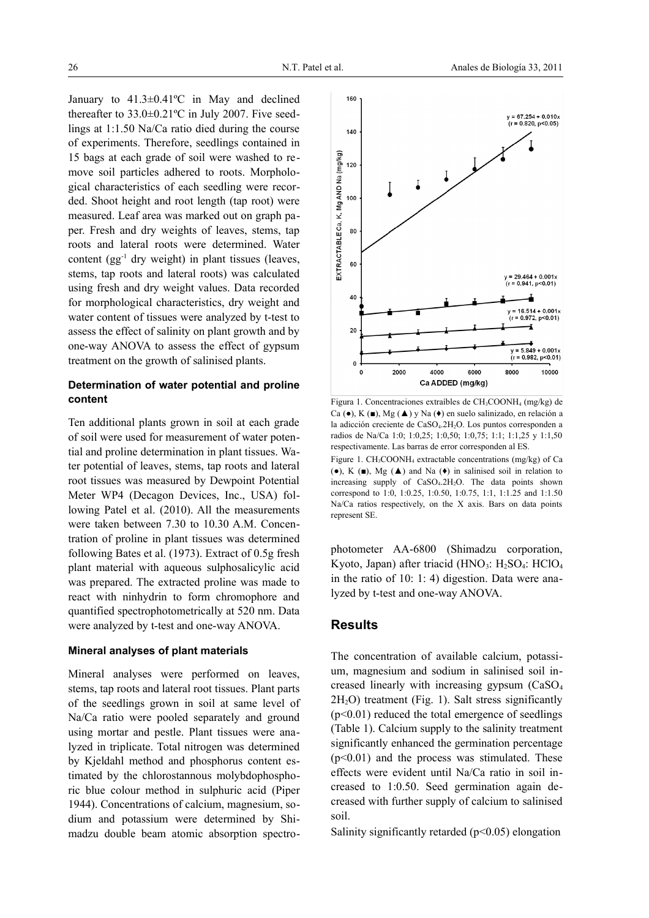January to 41.3±0.41ºC in May and declined thereafter to 33.0±0.21ºC in July 2007. Five seedlings at 1:1.50 Na/Ca ratio died during the course of experiments. Therefore, seedlings contained in 15 bags at each grade of soil were washed to remove soil particles adhered to roots. Morphological characteristics of each seedling were recorded. Shoot height and root length (tap root) were measured. Leaf area was marked out on graph paper. Fresh and dry weights of leaves, stems, tap roots and lateral roots were determined. Water content ($gg^{-1}$ dry weight) in plant tissues (leaves, stems, tap roots and lateral roots) was calculated using fresh and dry weight values. Data recorded for morphological characteristics, dry weight and water content of tissues were analyzed by t-test to assess the effect of salinity on plant growth and by one-way ANOVA to assess the effect of gypsum treatment on the growth of salinised plants.

### Determination of water potential and proline content

Ten additional plants grown in soil at each grade of soil were used for measurement of water potential and proline determination in plant tissues. Water potential of leaves, stems, tap roots and lateral root tissues was measured by Dewpoint Potential Meter WP4 (Decagon Devices, Inc., USA) following Patel et al. (2010). All the measurements were taken between 7.30 to 10.30 A.M. Concentration of proline in plant tissues was determined following Bates et al. (1973). Extract of 0.5g fresh plant material with aqueous sulphosalicylic acid was prepared. The extracted proline was made to react with ninhydrin to form chromophore and quantified spectrophotometrically at 520 nm. Data were analyzed by t-test and one-way ANOVA.

### Mineral analyses of plant materials

Mineral analyses were performed on leaves, stems, tap roots and lateral root tissues. Plant parts of the seedlings grown in soil at same level of Na/Ca ratio were pooled separately and ground using mortar and pestle. Plant tissues were analyzed in triplicate. Total nitrogen was determined by Kjeldahl method and phosphorus content estimated by the chlorostannous molybdophosphoric blue colour method in sulphuric acid (Piper 1944). Concentrations of calcium, magnesium, sodium and potassium were determined by Shimadzu double beam atomic absorption spectrophotometer AA-6800 (Shimadzu corporation, Kyoto, Japan) after triacid ($HNO_3$: $H_2SO_4$: $HClO_4$ in the ratio of 10: 1: 4) digestion. Data were analyzed by t-test and one-way ANOVA.

Figura 1. Concentraciones extraíbles de $CH_3COONH_4$ (mg/kg) de Ca (●), K (■), Mg (▲) y Na (♦) en suelo salinizado, en relación a la adicción creciente de $CaSO_4.2H_2O$. Los puntos corresponden a radios de Na/Ca 1:0; 1:0,25; 1:0,50; 1:0,75; 1:1; 1:1,25 y 1:1,50 respectivamente. Las barras de error corresponden al ES.

Figure 1. $CH_3COONH_4$ extractable concentrations (mg/kg) of Ca (●), K (■), Mg (▲) and Na (♦) in salinised soil in relation to increasing supply of $CaSO_4.2H_2O$. The data points shown correspond to 1:0, 1:0.25, 1:0.50, 1:0.75, 1:1, 1:1.25 and 1:1.50 Na/Ca ratios respectively, on the X axis. Bars on data points represent SE.

## Results

The concentration of available calcium, potassium, magnesium and sodium in salinised soil increased linearly with increasing gypsum ($CaSO_4$ $2H_2O$) treatment (Fig. 1). Salt stress significantly ($p<0.01$) reduced the total emergence of seedlings (Table 1). Calcium supply to the salinity treatment significantly enhanced the germination percentage ($p<0.01$) and the process was stimulated. These effects were evident until Na/Ca ratio in soil increased to 1:0.50. Seed germination again decreased with further supply of calcium to salinised soil.

Salinity significantly retarded ($p<0.05$) elongation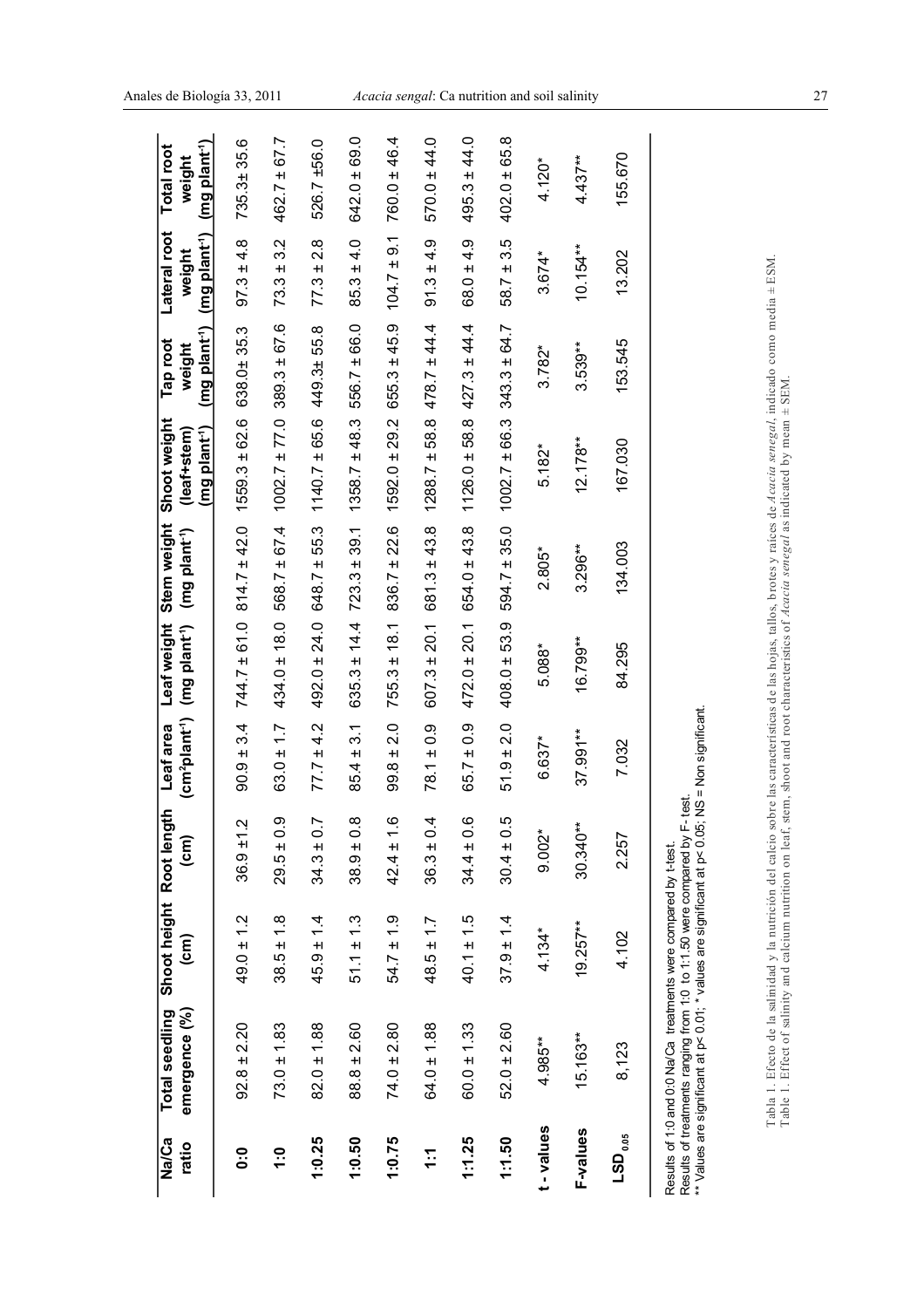| Na/Ca ratio | Total seedling emergence (%) | Shoot height (cm) | Root length (cm) | Leaf area ($cm^2 plant^{-1}$) | Leaf weight ($mg\ plant^{-1}$) | Stem weight ($mg\ plant^{-1}$) | Shoot weight (leaf+stem) ($mg\ plant^{-1}$) | Tap root weight ($mg\ plant^{-1}$) | Lateral root weight ($mg\ plant^{-1}$) | Total root weight ($mg\ plant^{-1}$) |
|---|---|---|---|---|---|---|---|---|---|---|
| 0:0 | 92.8 ± 2.20 | 49.0 ± 1.2 | 36.9 ±1.2 | 90.9 ± 3.4 | 744.7 ± 61.0 | 814.7 ± 42.0 | 1559.3 ± 62.6 | 638.0± 35.3 | 97.3 ± 4.8 | 735.3± 35.6 |
| 1:0 | 73.0 ± 1.83 | 38.5 ± 1.8 | 29.5 ± 0.9 | 63.0 ± 1.7 | 434.0 ± 18.0 | 568.7 ± 67.4 | 1002.7 ± 77.0 | 389.3 ± 67.6 | 73.3 ± 3.2 | 462.7 ± 67.7 |
| 1:0.25 | 82.0 ± 1.88 | 45.9 ± 1.4 | 34.3 ± 0.7 | 77.7 ± 4.2 | 492.0 ± 24.0 | 648.7 ± 55.3 | 1140.7 ± 65.6 | 449.3± 55.8 | 77.3 ± 2.8 | 526.7 ±56.0 |
| 1:0.50 | 88.8 ± 2.60 | 51.1 ± 1.3 | 38.9 ± 0.8 | 85.4 ± 3.1 | 635.3 ± 14.4 | 723.3 ± 39.1 | 1358.7 ± 48.3 | 556.7 ± 66.0 | 85.3 ± 4.0 | 642.0 ± 69.0 |
| 1:0.75 | 74.0 ± 2.80 | 54.7 ± 1.9 | 42.4 ± 1.6 | 99.8 ± 2.0 | 755.3 ± 18.1 | 836.7 ± 22.6 | 1592.0 ± 29.2 | 655.3 ± 45.9 | 104.7 ± 9.1 | 760.0 ± 46.4 |
| 1:1 | 64.0 ± 1.88 | 48.5 ± 1.7 | 36.3 ± 0.4 | 78.1 ± 0.9 | 607.3 ± 20.1 | 681.3 ± 43.8 | 1288.7 ± 58.8 | 478.7 ± 44.4 | 91.3 ± 4.9 | 570.0 ± 44.0 |
| 1:1.25 | 60.0 ± 1.33 | 40.1 ± 1.5 | 34.4 ± 0.6 | 65.7 ± 0.9 | 472.0 ± 20.1 | 654.0 ± 43.8 | 1126.0 ± 58.8 | 427.3 ± 44.4 | 68.0 ± 4.9 | 495.3 ± 44.0 |
| 1:1.50 | 52.0 ± 2.60 | 37.9 ± 1.4 | 30.4 ± 0.5 | 51.9 ± 2.0 | 408.0 ± 53.9 | 594.7 ± 35.0 | 1002.7 ± 66.3 | 343.3 ± 64.7 | 58.7 ± 3.5 | 402.0 ± 65.8 |
| t - values | 4.985** | 4.134* | 9.002* | 6.637* | 5.088* | 2.805* | 5.182* | 3.782* | 3.674* | 4.120* |
| F-values | 15.163** | 19.257** | 30.340** | 37.991** | 16.799** | 3.296** | 12.178** | 3.539** | 10.154** | 4.437** |
| $LSD_{0.05}$ | 8,123 | 4.102 | 2.257 | 7.032 | 84.295 | 134.003 | 167.030 | 153.545 | 13.202 | 155.670 |

Results of 1:0 and 0:0 Na/Ca treatments were compared by t-test.
Results of treatments ranging from 1:0 to 1:1.50 were compared by F- test.
** Values are significant at p< 0.01; * values are significant at p< 0.05; NS = Non significant.

Tabla 1. Efecto de la salinidad y la nutrición del calcio sobre las características de las hojas, tallos, brotes y raíces de *Acacia senegal*, indicado como media ± ESM.
Table 1. Effect of salinity and calcium nutrition on leaf, stem, shoot and root characteristics of *Acacia senegal* as indicated by mean ± SEM.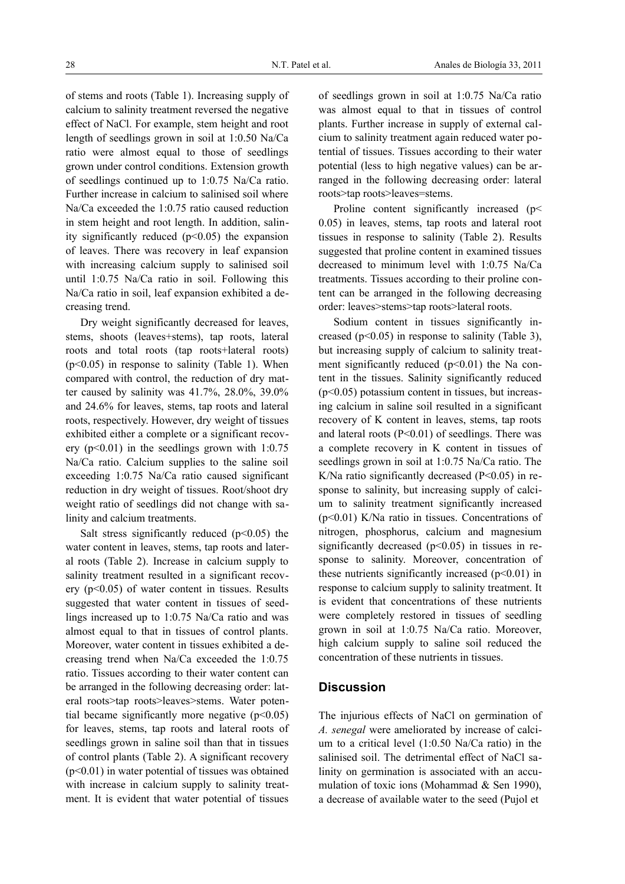of stems and roots (Table 1). Increasing supply of calcium to salinity treatment reversed the negative effect of NaCl. For example, stem height and root length of seedlings grown in soil at 1:0.50 Na/Ca ratio were almost equal to those of seedlings grown under control conditions. Extension growth of seedlings continued up to 1:0.75 Na/Ca ratio. Further increase in calcium to salinised soil where Na/Ca exceeded the 1:0.75 ratio caused reduction in stem height and root length. In addition, salinity significantly reduced ($p<0.05$) the expansion of leaves. There was recovery in leaf expansion with increasing calcium supply to salinised soil until 1:0.75 Na/Ca ratio in soil. Following this Na/Ca ratio in soil, leaf expansion exhibited a decreasing trend.

Dry weight significantly decreased for leaves, stems, shoots (leaves+stems), tap roots, lateral roots and total roots (tap roots+lateral roots) ($p<0.05$) in response to salinity (Table 1). When compared with control, the reduction of dry matter caused by salinity was 41.7%, 28.0%, 39.0% and 24.6% for leaves, stems, tap roots and lateral roots, respectively. However, dry weight of tissues exhibited either a complete or a significant recovery ($p<0.01$) in the seedlings grown with 1:0.75 Na/Ca ratio. Calcium supplies to the saline soil exceeding 1:0.75 Na/Ca ratio caused significant reduction in dry weight of tissues. Root/shoot dry weight ratio of seedlings did not change with salinity and calcium treatments.

Salt stress significantly reduced ($p<0.05$) the water content in leaves, stems, tap roots and lateral roots (Table 2). Increase in calcium supply to salinity treatment resulted in a significant recovery ($p<0.05$) of water content in tissues. Results suggested that water content in tissues of seedlings increased up to 1:0.75 Na/Ca ratio and was almost equal to that in tissues of control plants. Moreover, water content in tissues exhibited a decreasing trend when Na/Ca exceeded the 1:0.75 ratio. Tissues according to their water content can be arranged in the following decreasing order: lateral roots>tap roots>leaves>stems. Water potential became significantly more negative ($p<0.05$) for leaves, stems, tap roots and lateral roots of seedlings grown in saline soil than that in tissues of control plants (Table 2). A significant recovery ($p<0.01$) in water potential of tissues was obtained with increase in calcium supply to salinity treatment. It is evident that water potential of tissues of seedlings grown in soil at 1:0.75 Na/Ca ratio was almost equal to that in tissues of control plants. Further increase in supply of external calcium to salinity treatment again reduced water potential of tissues. Tissues according to their water potential (less to high negative values) can be arranged in the following decreasing order: lateral roots>tap roots>leaves=stems.

Proline content significantly increased ($p< 0.05$) in leaves, stems, tap roots and lateral root tissues in response to salinity (Table 2). Results suggested that proline content in examined tissues decreased to minimum level with 1:0.75 Na/Ca treatments. Tissues according to their proline content can be arranged in the following decreasing order: leaves>stems>tap roots>lateral roots.

Sodium content in tissues significantly increased ($p<0.05$) in response to salinity (Table 3), but increasing supply of calcium to salinity treatment significantly reduced ($p<0.01$) the Na content in the tissues. Salinity significantly reduced ($p<0.05$) potassium content in tissues, but increasing calcium in saline soil resulted in a significant recovery of K content in leaves, stems, tap roots and lateral roots ($P<0.01$) of seedlings. There was a complete recovery in K content in tissues of seedlings grown in soil at 1:0.75 Na/Ca ratio. The K/Na ratio significantly decreased ($P<0.05$) in response to salinity, but increasing supply of calcium to salinity treatment significantly increased ($p<0.01$) K/Na ratio in tissues. Concentrations of nitrogen, phosphorus, calcium and magnesium significantly decreased ($p<0.05$) in tissues in response to salinity. Moreover, concentration of these nutrients significantly increased ($p<0.01$) in response to calcium supply to salinity treatment. It is evident that concentrations of these nutrients were completely restored in tissues of seedling grown in soil at 1:0.75 Na/Ca ratio. Moreover, high calcium supply to saline soil reduced the concentration of these nutrients in tissues.

## Discussion

The injurious effects of NaCl on germination of *A. senegal* were ameliorated by increase of calcium to a critical level (1:0.50 Na/Ca ratio) in the salinised soil. The detrimental effect of NaCl salinity on germination is associated with an accumulation of toxic ions (Mohammad & Sen 1990), a decrease of available water to the seed (Pujol et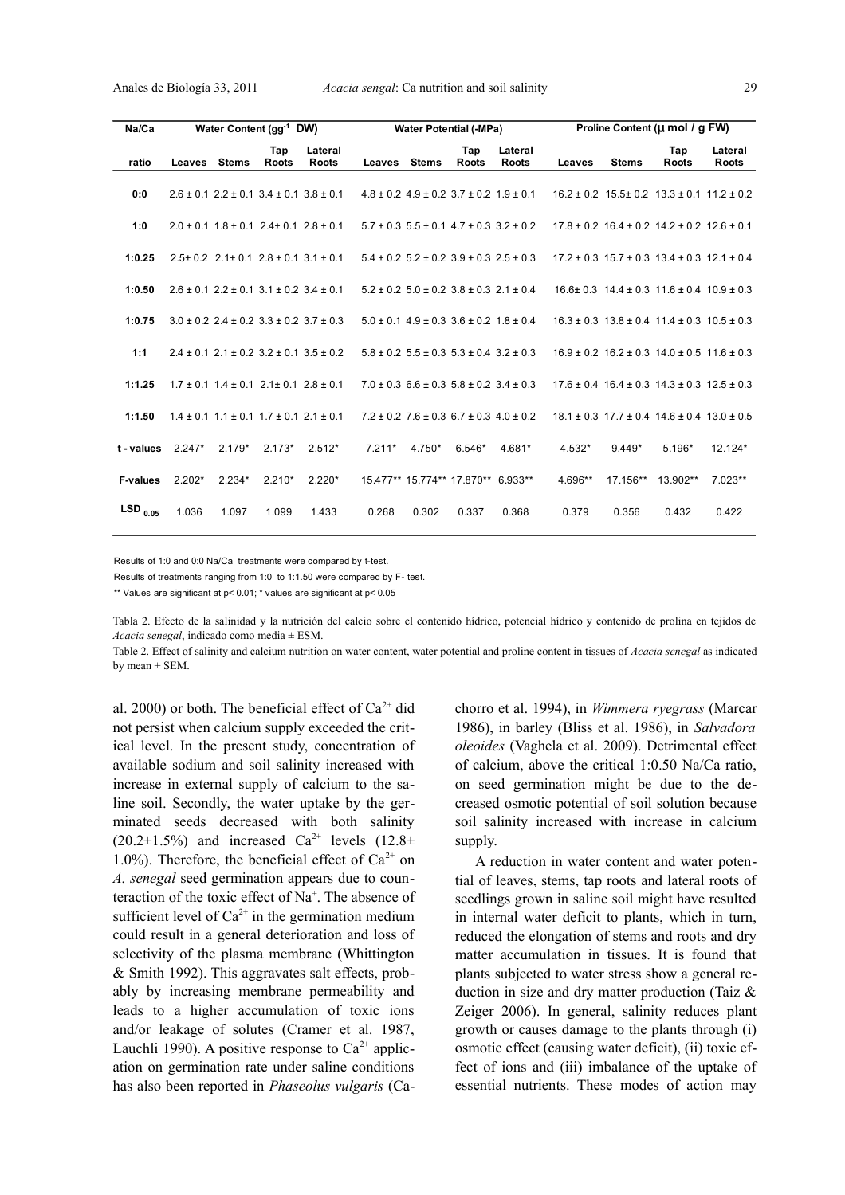| Na/Ca | Water Content (gg$^{-1}$ DW) | | | | Water Potential (-MPa) | | | | Proline Content (μ mol / g FW) | | | |
|---|---|---|---|---|---|---|---|---|---|---|---|---|
| ratio | Leaves | Stems | Tap Roots | Lateral Roots | Leaves | Stems | Tap Roots | Lateral Roots | Leaves | Stems | Tap Roots | Lateral Roots |
| 0:0 | 2.6 ± 0.1 | 2.2 ± 0.1 | 3.4 ± 0.1 | 3.8 ± 0.1 | 4.8 ± 0.2 | 4.9 ± 0.2 | 3.7 ± 0.2 | 1.9 ± 0.1 | 16.2 ± 0.2 | 15.5± 0.2 | 13.3 ± 0.1 | 11.2 ± 0.2 |
| 1:0 | 2.0 ± 0.1 | 1.8 ± 0.1 | 2.4± 0.1 | 2.8 ± 0.1 | 5.7 ± 0.3 | 5.5 ± 0.1 | 4.7 ± 0.3 | 3.2 ± 0.2 | 17.8 ± 0.2 | 16.4 ± 0.2 | 14.2 ± 0.2 | 12.6 ± 0.1 |
| 1:0.25 | 2.5± 0.2 | 2.1± 0.1 | 2.8 ± 0.1 | 3.1 ± 0.1 | 5.4 ± 0.2 | 5.2 ± 0.2 | 3.9 ± 0.3 | 2.5 ± 0.3 | 17.2 ± 0.3 | 15.7 ± 0.3 | 13.4 ± 0.3 | 12.1 ± 0.4 |
| 1:0.50 | 2.6 ± 0.1 | 2.2 ± 0.1 | 3.1 ± 0.2 | 3.4 ± 0.1 | 5.2 ± 0.2 | 5.0 ± 0.2 | 3.8 ± 0.3 | 2.1 ± 0.4 | 16.6± 0.3 | 14.4 ± 0.3 | 11.6 ± 0.4 | 10.9 ± 0.3 |
| 1:0.75 | 3.0 ± 0.2 | 2.4 ± 0.2 | 3.3 ± 0.2 | 3.7 ± 0.3 | 5.0 ± 0.1 | 4.9 ± 0.3 | 3.6 ± 0.2 | 1.8 ± 0.4 | 16.3 ± 0.3 | 13.8 ± 0.4 | 11.4 ± 0.3 | 10.5 ± 0.3 |
| 1:1 | 2.4 ± 0.1 | 2.1 ± 0.2 | 3.2 ± 0.1 | 3.5 ± 0.2 | 5.8 ± 0.2 | 5.5 ± 0.3 | 5.3 ± 0.4 | 3.2 ± 0.3 | 16.9 ± 0.2 | 16.2 ± 0.3 | 14.0 ± 0.5 | 11.6 ± 0.3 |
| 1:1.25 | 1.7 ± 0.1 | 1.4 ± 0.1 | 2.1± 0.1 | 2.8 ± 0.1 | 7.0 ± 0.3 | 6.6 ± 0.3 | 5.8 ± 0.2 | 3.4 ± 0.3 | 17.6 ± 0.4 | 16.4 ± 0.3 | 14.3 ± 0.3 | 12.5 ± 0.3 |
| 1:1.50 | 1.4 ± 0.1 | 1.1 ± 0.1 | 1.7 ± 0.1 | 2.1 ± 0.1 | 7.2 ± 0.2 | 7.6 ± 0.3 | 6.7 ± 0.3 | 4.0 ± 0.2 | 18.1 ± 0.3 | 17.7 ± 0.4 | 14.6 ± 0.4 | 13.0 ± 0.5 |
| t - values | 2.247* | 2.179* | 2.173* | 2.512* | 7.211* | 4.750* | 6.546* | 4.681* | 4.532* | 9.449* | 5.196* | 12.124* |
| F-values | 2.202* | 2.234* | 2.210* | 2.220* | 15.477** | 15.774** | 17.870** | 6.933** | 4.696** | 17.156** | 13.902** | 7.023** |
| $LSD_{0.05}$ | 1.036 | 1.097 | 1.099 | 1.433 | 0.268 | 0.302 | 0.337 | 0.368 | 0.379 | 0.356 | 0.432 | 0.422 |

Results of 1:0 and 0:0 Na/Ca treatments were compared by t-test.

Results of treatments ranging from 1:0 to 1:1.50 were compared by F- test.

** Values are significant at p< 0.01; * values are significant at p< 0.05

Tabla 2. Efecto de la salinidad y la nutrición del calcio sobre el contenido hídrico, potencial hídrico y contenido de prolina en tejidos de *Acacia senegal*, indicado como media ± ESM.

Table 2. Effect of salinity and calcium nutrition on water content, water potential and proline content in tissues of *Acacia senegal* as indicated by mean ± SEM.

al. 2000) or both. The beneficial effect of $Ca^{2+}$ did not persist when calcium supply exceeded the critical level. In the present study, concentration of available sodium and soil salinity increased with increase in external supply of calcium to the saline soil. Secondly, the water uptake by the germinated seeds decreased with both salinity (20.2±1.5%) and increased $Ca^{2+}$ levels (12.8± 1.0%). Therefore, the beneficial effect of $Ca^{2+}$ on *A. senegal* seed germination appears due to counteraction of the toxic effect of $Na^{+}$. The absence of sufficient level of $Ca^{2+}$ in the germination medium could result in a general deterioration and loss of selectivity of the plasma membrane (Whittington & Smith 1992). This aggravates salt effects, probably by increasing membrane permeability and leads to a higher accumulation of toxic ions and/or leakage of solutes (Cramer et al. 1987, Lauchli 1990). A positive response to $Ca^{2+}$ application on germination rate under saline conditions has also been reported in *Phaseolus vulgaris* (Cachorro et al. 1994), in *Wimmera ryegrass* (Marcar 1986), in barley (Bliss et al. 1986), in *Salvadora oleoides* (Vaghela et al. 2009). Detrimental effect of calcium, above the critical 1:0.50 Na/Ca ratio, on seed germination might be due to the decreased osmotic potential of soil solution because soil salinity increased with increase in calcium supply.

A reduction in water content and water potential of leaves, stems, tap roots and lateral roots of seedlings grown in saline soil might have resulted in internal water deficit to plants, which in turn, reduced the elongation of stems and roots and dry matter accumulation in tissues. It is found that plants subjected to water stress show a general reduction in size and dry matter production (Taiz & Zeiger 2006). In general, salinity reduces plant growth or causes damage to the plants through (i) osmotic effect (causing water deficit), (ii) toxic effect of ions and (iii) imbalance of the uptake of essential nutrients. These modes of action may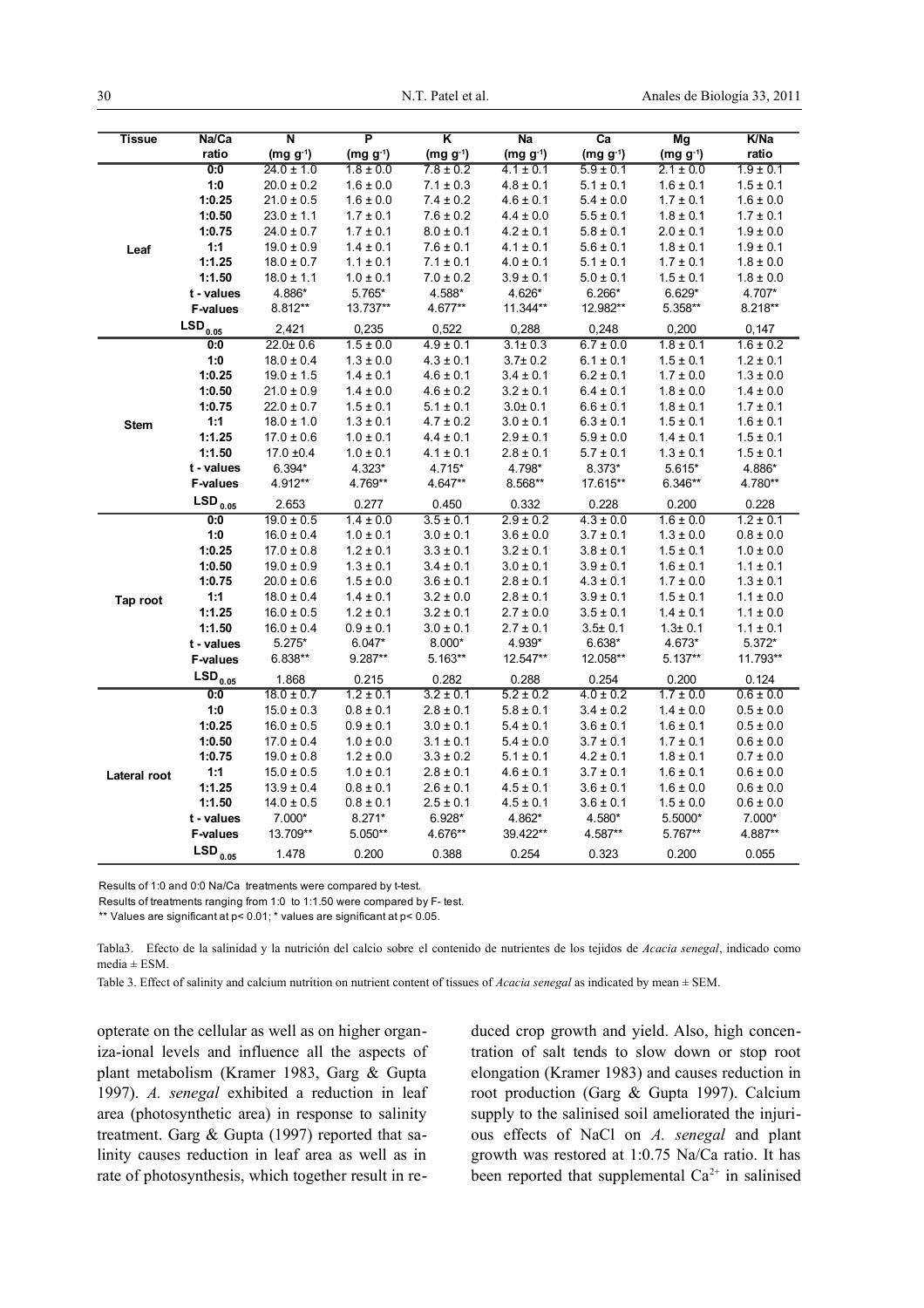| Tissue | Na/Ca ratio | N (mg g$^{-1}$) | P (mg g$^{-1}$) | K (mg g$^{-1}$) | Na (mg g$^{-1}$) | Ca (mg g$^{-1}$) | Mg (mg g$^{-1}$) | K/Na ratio |
|---|---|---|---|---|---|---|---|---|
| Leaf | 0:0 | 24.0 ± 1.0 | 1.8 ± 0.0 | 7.8 ± 0.2 | 4.1 ± 0.1 | 5.9 ± 0.1 | 2.1 ± 0.0 | 1.9 ± 0.1 |
| | 1:0 | 20.0 ± 0.2 | 1.6 ± 0.0 | 7.1 ± 0.3 | 4.8 ± 0.1 | 5.1 ± 0.1 | 1.6 ± 0.1 | 1.5 ± 0.1 |
| | 1:0.25 | 21.0 ± 0.5 | 1.6 ± 0.0 | 7.4 ± 0.2 | 4.6 ± 0.1 | 5.4 ± 0.0 | 1.7 ± 0.1 | 1.6 ± 0.0 |
| | 1:0.50 | 23.0 ± 1.1 | 1.7 ± 0.1 | 7.6 ± 0.2 | 4.4 ± 0.0 | 5.5 ± 0.1 | 1.8 ± 0.1 | 1.7 ± 0.1 |
| | 1:0.75 | 24.0 ± 0.7 | 1.7 ± 0.1 | 8.0 ± 0.1 | 4.2 ± 0.1 | 5.8 ± 0.1 | 2.0 ± 0.1 | 1.9 ± 0.0 |
| | 1:1 | 19.0 ± 0.9 | 1.4 ± 0.1 | 7.6 ± 0.1 | 4.1 ± 0.1 | 5.6 ± 0.1 | 1.8 ± 0.1 | 1.9 ± 0.1 |
| | 1:1.25 | 18.0 ± 0.7 | 1.1 ± 0.1 | 7.1 ± 0.1 | 4.0 ± 0.1 | 5.1 ± 0.1 | 1.7 ± 0.1 | 1.8 ± 0.0 |
| | 1:1.50 | 18.0 ± 1.1 | 1.0 ± 0.1 | 7.0 ± 0.2 | 3.9 ± 0.1 | 5.0 ± 0.1 | 1.5 ± 0.1 | 1.8 ± 0.0 |
| | t - values | 4.886* | 5.765* | 4.588* | 4.626* | 6.266* | 6.629* | 4.707* |
| | F-values | 8.812** | 13.737** | 4.677** | 11.344** | 12.982** | 5.358** | 8.218** |
| | $LSD_{0.05}$ | 2,421 | 0,235 | 0,522 | 0,288 | 0,248 | 0,200 | 0,147 |
| Stem | 0:0 | 22.0± 0.6 | 1.5 ± 0.0 | 4.9 ± 0.1 | 3.1± 0.3 | 6.7 ± 0.0 | 1.8 ± 0.1 | 1.6 ± 0.2 |
| | 1:0 | 18.0 ± 0.4 | 1.3 ± 0.0 | 4.3 ± 0.1 | 3.7± 0.2 | 6.1 ± 0.1 | 1.5 ± 0.1 | 1.2 ± 0.1 |
| | 1:0.25 | 19.0 ± 1.5 | 1.4 ± 0.1 | 4.6 ± 0.1 | 3.4 ± 0.1 | 6.2 ± 0.1 | 1.7 ± 0.0 | 1.3 ± 0.0 |
| | 1:0.50 | 21.0 ± 0.9 | 1.4 ± 0.0 | 4.6 ± 0.2 | 3.2 ± 0.1 | 6.4 ± 0.1 | 1.8 ± 0.0 | 1.4 ± 0.0 |
| | 1:0.75 | 22.0 ± 0.7 | 1.5 ± 0.1 | 5.1 ± 0.1 | 3.0± 0.1 | 6.6 ± 0.1 | 1.8 ± 0.1 | 1.7 ± 0.1 |
| | 1:1 | 18.0 ± 1.0 | 1.3 ± 0.1 | 4.7 ± 0.2 | 3.0 ± 0.1 | 6.3 ± 0.1 | 1.5 ± 0.1 | 1.6 ± 0.1 |
| | 1:1.25 | 17.0 ± 0.6 | 1.0 ± 0.1 | 4.4 ± 0.1 | 2.9 ± 0.1 | 5.9 ± 0.0 | 1.4 ± 0.1 | 1.5 ± 0.1 |
| | 1:1.50 | 17.0 ±0.4 | 1.0 ± 0.1 | 4.1 ± 0.1 | 2.8 ± 0.1 | 5.7 ± 0.1 | 1.3 ± 0.1 | 1.5 ± 0.1 |
| | t - values | 6.394* | 4.323* | 4.715* | 4.798* | 8.373* | 5.615* | 4.886* |
| | F-values | 4.912** | 4.769** | 4.647** | 8.568** | 17.615** | 6.346** | 4.780** |
| | $LSD_{0.05}$ | 2.653 | 0.277 | 0.450 | 0.332 | 0.228 | 0.200 | 0.228 |
| Tap root | 0:0 | 19.0 ± 0.5 | 1.4 ± 0.0 | 3.5 ± 0.1 | 2.9 ± 0.2 | 4.3 ± 0.0 | 1.6 ± 0.0 | 1.2 ± 0.1 |
| | 1:0 | 16.0 ± 0.4 | 1.0 ± 0.1 | 3.0 ± 0.1 | 3.6 ± 0.0 | 3.7 ± 0.1 | 1.3 ± 0.0 | 0.8 ± 0.0 |
| | 1:0.25 | 17.0 ± 0.8 | 1.2 ± 0.1 | 3.3 ± 0.1 | 3.2 ± 0.1 | 3.8 ± 0.1 | 1.5 ± 0.1 | 1.0 ± 0.0 |
| | 1:0.50 | 19.0 ± 0.9 | 1.3 ± 0.1 | 3.4 ± 0.1 | 3.0 ± 0.1 | 3.9 ± 0.1 | 1.6 ± 0.1 | 1.1 ± 0.1 |
| | 1:0.75 | 20.0 ± 0.6 | 1.5 ± 0.0 | 3.6 ± 0.1 | 2.8 ± 0.1 | 4.3 ± 0.1 | 1.7 ± 0.0 | 1.3 ± 0.1 |
| | 1:1 | 18.0 ± 0.4 | 1.4 ± 0.1 | 3.2 ± 0.0 | 2.8 ± 0.1 | 3.9 ± 0.1 | 1.5 ± 0.1 | 1.1 ± 0.0 |
| | 1:1.25 | 16.0 ± 0.5 | 1.2 ± 0.1 | 3.2 ± 0.1 | 2.7 ± 0.0 | 3.5 ± 0.1 | 1.4 ± 0.1 | 1.1 ± 0.0 |
| | 1:1.50 | 16.0 ± 0.4 | 0.9 ± 0.1 | 3.0 ± 0.1 | 2.7 ± 0.1 | 3.5± 0.1 | 1.3± 0.1 | 1.1 ± 0.1 |
| | t - values | 5.275* | 6.047* | 8.000* | 4.939* | 6.638* | 4.673* | 5.372* |
| | F-values | 6.838** | 9.287** | 5.163** | 12.547** | 12.058** | 5.137** | 11.793** |
| | $LSD_{0.05}$ | 1.868 | 0.215 | 0.282 | 0.288 | 0.254 | 0.200 | 0.124 |
| Lateral root | 0:0 | 18.0 ± 0.7 | 1.2 ± 0.1 | 3.2 ± 0.1 | 5.2 ± 0.2 | 4.0 ± 0.2 | 1.7 ± 0.0 | 0.6 ± 0.0 |
| | 1:0 | 15.0 ± 0.3 | 0.8 ± 0.1 | 2.8 ± 0.1 | 5.8 ± 0.1 | 3.4 ± 0.2 | 1.4 ± 0.0 | 0.5 ± 0.0 |
| | 1:0.25 | 16.0 ± 0.5 | 0.9 ± 0.1 | 3.0 ± 0.1 | 5.4 ± 0.1 | 3.6 ± 0.1 | 1.6 ± 0.1 | 0.5 ± 0.0 |
| | 1:0.50 | 17.0 ± 0.4 | 1.0 ± 0.0 | 3.1 ± 0.1 | 5.4 ± 0.0 | 3.7 ± 0.1 | 1.7 ± 0.1 | 0.6 ± 0.0 |
| | 1:0.75 | 19.0 ± 0.8 | 1.2 ± 0.0 | 3.3 ± 0.2 | 5.1 ± 0.1 | 4.2 ± 0.1 | 1.8 ± 0.1 | 0.7 ± 0.0 |
| | 1:1 | 15.0 ± 0.5 | 1.0 ± 0.1 | 2.8 ± 0.1 | 4.6 ± 0.1 | 3.7 ± 0.1 | 1.6 ± 0.1 | 0.6 ± 0.0 |
| | 1:1.25 | 13.9 ± 0.4 | 0.8 ± 0.1 | 2.6 ± 0.1 | 4.5 ± 0.1 | 3.6 ± 0.1 | 1.6 ± 0.0 | 0.6 ± 0.0 |
| | 1:1.50 | 14.0 ± 0.5 | 0.8 ± 0.1 | 2.5 ± 0.1 | 4.5 ± 0.1 | 3.6 ± 0.1 | 1.5 ± 0.0 | 0.6 ± 0.0 |
| | t - values | 7.000* | 8.271* | 6.928* | 4.862* | 4.580* | 5.5000* | 7.000* |
| | F-values | 13.709** | 5.050** | 4.676** | 39.422** | 4.587** | 5.767** | 4.887** |
| | $LSD_{0.05}$ | 1.478 | 0.200 | 0.388 | 0.254 | 0.323 | 0.200 | 0.055 |

Results of 1:0 and 0:0 Na/Ca treatments were compared by t-test.

Results of treatments ranging from 1:0 to 1:1.50 were compared by F- test.

** Values are significant at $p < 0.01$; * values are significant at $p < 0.05$.

Tabla3. Efecto de la salinidad y la nutrición del calcio sobre el contenido de nutrientes de los tejidos de *Acacia senegal*, indicado como media ± ESM.

Table 3. Effect of salinity and calcium nutrition on nutrient content of tissues of *Acacia senegal* as indicated by mean ± SEM.

opterate on the cellular as well as on higher organiza-ional levels and influence all the aspects of plant metabolism (Kramer 1983, Garg & Gupta 1997). *A. senegal* exhibited a reduction in leaf area (photosynthetic area) in response to salinity treatment. Garg & Gupta (1997) reported that salinity causes reduction in leaf area as well as in rate of photosynthesis, which together result in reduced crop growth and yield. Also, high concentration of salt tends to slow down or stop root elongation (Kramer 1983) and causes reduction in root production (Garg & Gupta 1997). Calcium supply to the salinised soil ameliorated the injurious effects of NaCl on *A. senegal* and plant growth was restored at 1:0.75 Na/Ca ratio. It has been reported that supplemental $Ca^{2+}$ in salinised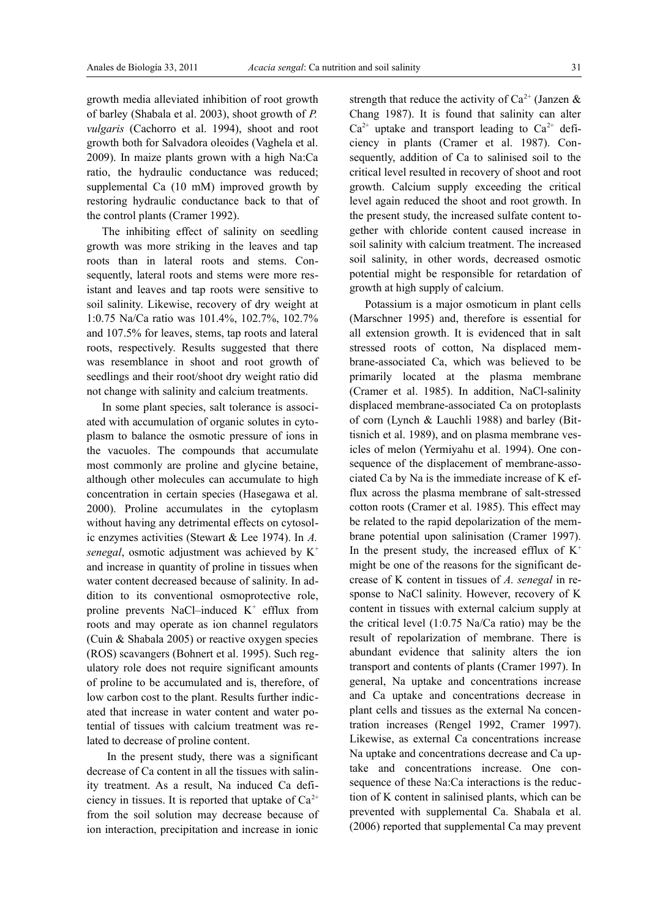growth media alleviated inhibition of root growth of barley (Shabala et al. 2003), shoot growth of *P. vulgaris* (Cachorro et al. 1994), shoot and root growth both for Salvadora oleoides (Vaghela et al. 2009). In maize plants grown with a high Na:Ca ratio, the hydraulic conductance was reduced; supplemental Ca (10 mM) improved growth by restoring hydraulic conductance back to that of the control plants (Cramer 1992).

The inhibiting effect of salinity on seedling growth was more striking in the leaves and tap roots than in lateral roots and stems. Consequently, lateral roots and stems were more resistant and leaves and tap roots were sensitive to soil salinity. Likewise, recovery of dry weight at 1:0.75 Na/Ca ratio was 101.4%, 102.7%, 102.7% and 107.5% for leaves, stems, tap roots and lateral roots, respectively. Results suggested that there was resemblance in shoot and root growth of seedlings and their root/shoot dry weight ratio did not change with salinity and calcium treatments.

In some plant species, salt tolerance is associated with accumulation of organic solutes in cytoplasm to balance the osmotic pressure of ions in the vacuoles. The compounds that accumulate most commonly are proline and glycine betaine, although other molecules can accumulate to high concentration in certain species (Hasegawa et al. 2000). Proline accumulates in the cytoplasm without having any detrimental effects on cytosolic enzymes activities (Stewart & Lee 1974). In *A. senegal*, osmotic adjustment was achieved by $K^+$ and increase in quantity of proline in tissues when water content decreased because of salinity. In addition to its conventional osmoprotective role, proline prevents NaCl–induced $K^+$ efflux from roots and may operate as ion channel regulators (Cuin & Shabala 2005) or reactive oxygen species (ROS) scavangers (Bohnert et al. 1995). Such regulatory role does not require significant amounts of proline to be accumulated and is, therefore, of low carbon cost to the plant. Results further indicated that increase in water content and water potential of tissues with calcium treatment was related to decrease of proline content.

In the present study, there was a significant decrease of Ca content in all the tissues with salinity treatment. As a result, Na induced Ca deficiency in tissues. It is reported that uptake of $Ca^{2+}$ from the soil solution may decrease because of ion interaction, precipitation and increase in ionic strength that reduce the activity of $Ca^{2+}$ (Janzen & Chang 1987). It is found that salinity can alter $Ca^{2+}$ uptake and transport leading to $Ca^{2+}$ deficiency in plants (Cramer et al. 1987). Consequently, addition of Ca to salinised soil to the critical level resulted in recovery of shoot and root growth. Calcium supply exceeding the critical level again reduced the shoot and root growth. In the present study, the increased sulfate content together with chloride content caused increase in soil salinity with calcium treatment. The increased soil salinity, in other words, decreased osmotic potential might be responsible for retardation of growth at high supply of calcium.

Potassium is a major osmoticum in plant cells (Marschner 1995) and, therefore is essential for all extension growth. It is evidenced that in salt stressed roots of cotton, Na displaced membrane-associated Ca, which was believed to be primarily located at the plasma membrane (Cramer et al. 1985). In addition, NaCl-salinity displaced membrane-associated Ca on protoplasts of corn (Lynch & Lauchli 1988) and barley (Bittisnich et al. 1989), and on plasma membrane vesicles of melon (Yermiyahu et al. 1994). One consequence of the displacement of membrane-associated Ca by Na is the immediate increase of K efflux across the plasma membrane of salt-stressed cotton roots (Cramer et al. 1985). This effect may be related to the rapid depolarization of the membrane potential upon salinisation (Cramer 1997). In the present study, the increased efflux of $K^+$ might be one of the reasons for the significant decrease of K content in tissues of *A. senegal* in response to NaCl salinity. However, recovery of K content in tissues with external calcium supply at the critical level (1:0.75 Na/Ca ratio) may be the result of repolarization of membrane. There is abundant evidence that salinity alters the ion transport and contents of plants (Cramer 1997). In general, Na uptake and concentrations increase and Ca uptake and concentrations decrease in plant cells and tissues as the external Na concentration increases (Rengel 1992, Cramer 1997). Likewise, as external Ca concentrations increase Na uptake and concentrations decrease and Ca uptake and concentrations increase. One consequence of these Na:Ca interactions is the reduction of K content in salinised plants, which can be prevented with supplemental Ca. Shabala et al. (2006) reported that supplemental Ca may prevent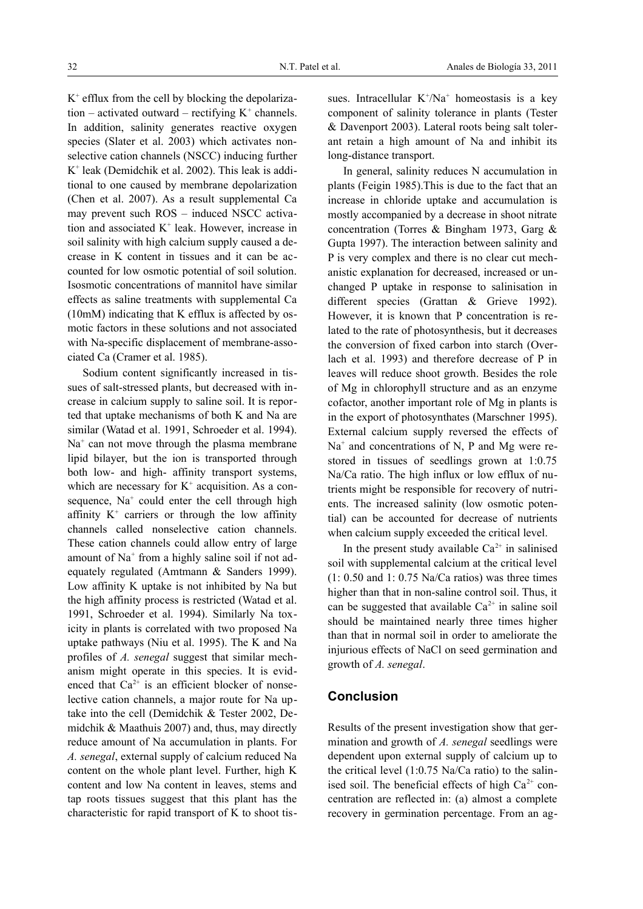$K^+$ efflux from the cell by blocking the depolarization – activated outward – rectifying $K^+$ channels. In addition, salinity generates reactive oxygen species (Slater et al. 2003) which activates nonselective cation channels (NSCC) inducing further $K^+$ leak (Demidchik et al. 2002). This leak is additional to one caused by membrane depolarization (Chen et al. 2007). As a result supplemental Ca may prevent such ROS – induced NSCC activation and associated $K^+$ leak. However, increase in soil salinity with high calcium supply caused a decrease in K content in tissues and it can be accounted for low osmotic potential of soil solution. Isosmotic concentrations of mannitol have similar effects as saline treatments with supplemental Ca (10mM) indicating that K efflux is affected by osmotic factors in these solutions and not associated with Na-specific displacement of membrane-associated Ca (Cramer et al. 1985).

Sodium content significantly increased in tissues of salt-stressed plants, but decreased with increase in calcium supply to saline soil. It is reported that uptake mechanisms of both K and Na are similar (Watad et al. 1991, Schroeder et al. 1994). $Na^+$ can not move through the plasma membrane lipid bilayer, but the ion is transported through both low- and high- affinity transport systems, which are necessary for $K^+$ acquisition. As a consequence, $Na^+$ could enter the cell through high affinity $K^+$ carriers or through the low affinity channels called nonselective cation channels. These cation channels could allow entry of large amount of $Na^+$ from a highly saline soil if not adequately regulated (Amtmann & Sanders 1999). Low affinity K uptake is not inhibited by Na but the high affinity process is restricted (Watad et al. 1991, Schroeder et al. 1994). Similarly Na toxicity in plants is correlated with two proposed Na uptake pathways (Niu et al. 1995). The K and Na profiles of *A. senegal* suggest that similar mechanism might operate in this species. It is evidenced that $Ca^{2+}$ is an efficient blocker of nonselective cation channels, a major route for Na uptake into the cell (Demidchik & Tester 2002, Demidchik & Maathuis 2007) and, thus, may directly reduce amount of Na accumulation in plants. For *A. senegal*, external supply of calcium reduced Na content on the whole plant level. Further, high K content and low Na content in leaves, stems and tap roots tissues suggest that this plant has the characteristic for rapid transport of K to shoot tissues. Intracellular $K^+/Na^+$ homeostasis is a key component of salinity tolerance in plants (Tester & Davenport 2003). Lateral roots being salt tolerant retain a high amount of Na and inhibit its long-distance transport.

In general, salinity reduces N accumulation in plants (Feigin 1985).This is due to the fact that an increase in chloride uptake and accumulation is mostly accompanied by a decrease in shoot nitrate concentration (Torres & Bingham 1973, Garg & Gupta 1997). The interaction between salinity and P is very complex and there is no clear cut mechanistic explanation for decreased, increased or unchanged P uptake in response to salinisation in different species (Grattan & Grieve 1992). However, it is known that P concentration is related to the rate of photosynthesis, but it decreases the conversion of fixed carbon into starch (Overlach et al. 1993) and therefore decrease of P in leaves will reduce shoot growth. Besides the role of Mg in chlorophyll structure and as an enzyme cofactor, another important role of Mg in plants is in the export of photosynthates (Marschner 1995). External calcium supply reversed the effects of $Na^+$ and concentrations of N, P and Mg were restored in tissues of seedlings grown at 1:0.75 Na/Ca ratio. The high influx or low efflux of nutrients might be responsible for recovery of nutrients. The increased salinity (low osmotic potential) can be accounted for decrease of nutrients when calcium supply exceeded the critical level.

In the present study available $Ca^{2+}$ in salinised soil with supplemental calcium at the critical level (1: 0.50 and 1: 0.75 Na/Ca ratios) was three times higher than that in non-saline control soil. Thus, it can be suggested that available $Ca^{2+}$ in saline soil should be maintained nearly three times higher than that in normal soil in order to ameliorate the injurious effects of NaCl on seed germination and growth of *A. senegal*.

## Conclusion

Results of the present investigation show that germination and growth of *A. senegal* seedlings were dependent upon external supply of calcium up to the critical level (1:0.75 Na/Ca ratio) to the salinised soil. The beneficial effects of high $Ca^{2+}$ concentration are reflected in: (a) almost a complete recovery in germination percentage. From an ag-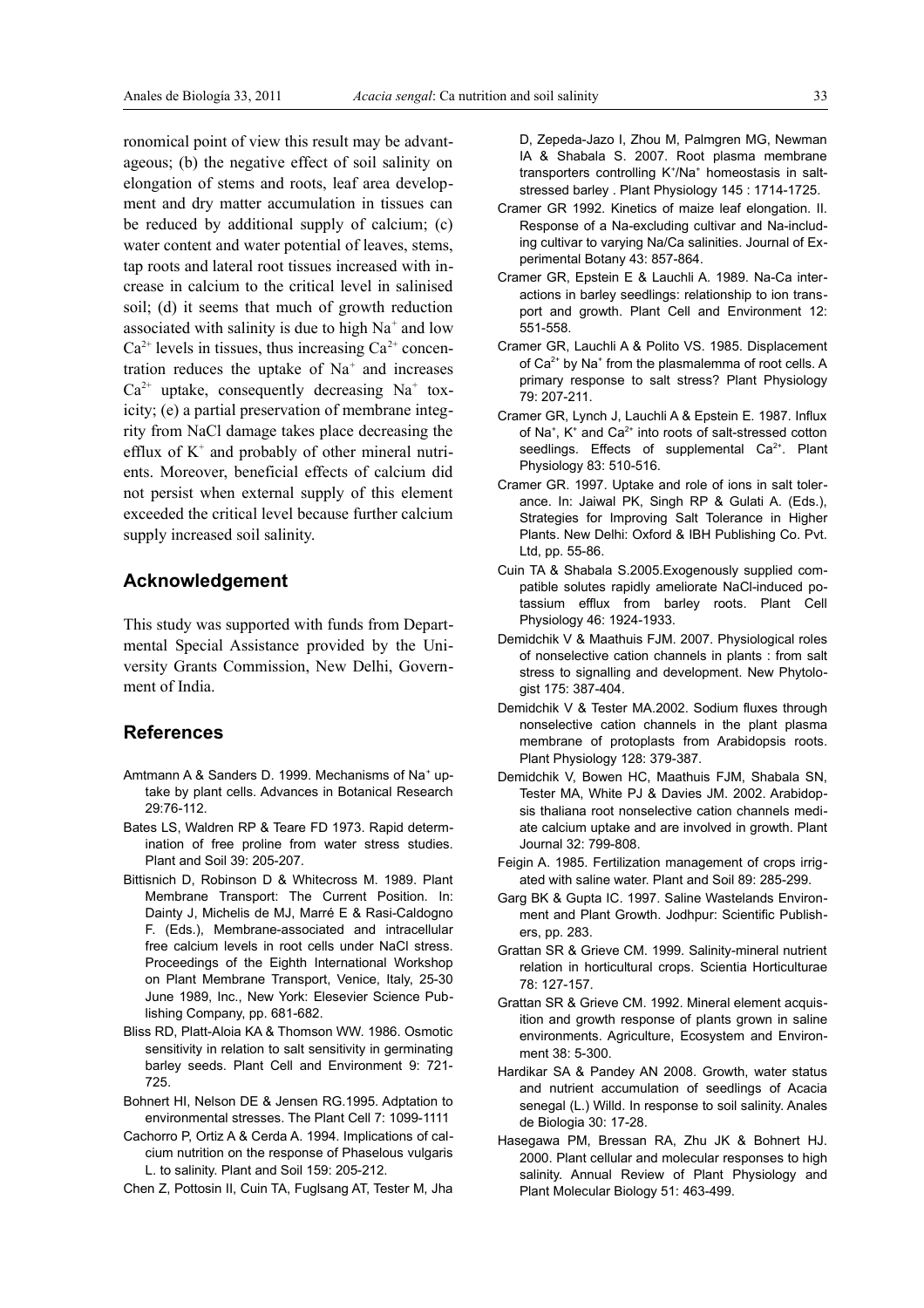ronomical point of view this result may be advantageous; (b) the negative effect of soil salinity on elongation of stems and roots, leaf area development and dry matter accumulation in tissues can be reduced by additional supply of calcium; (c) water content and water potential of leaves, stems, tap roots and lateral root tissues increased with increase in calcium to the critical level in salinised soil; (d) it seems that much of growth reduction associated with salinity is due to high $Na^+$ and low $Ca^{2+}$ levels in tissues, thus increasing $Ca^{2+}$ concentration reduces the uptake of $Na^+$ and increases $Ca^{2+}$ uptake, consequently decreasing $Na^+$ toxicity; (e) a partial preservation of membrane integrity from NaCl damage takes place decreasing the efflux of $K^+$ and probably of other mineral nutrients. Moreover, beneficial effects of calcium did not persist when external supply of this element exceeded the critical level because further calcium supply increased soil salinity.

## Acknowledgement

This study was supported with funds from Departmental Special Assistance provided by the University Grants Commission, New Delhi, Government of India.

## References

Amtmann A & Sanders D. 1999. Mechanisms of $Na^+$ uptake by plant cells. Advances in Botanical Research 29:76-112.

Bates LS, Waldren RP & Teare FD 1973. Rapid determination of free proline from water stress studies. Plant and Soil 39: 205-207.

Bittisnich D, Robinson D & Whitecross M. 1989. Plant Membrane Transport: The Current Position. In: Dainty J, Michelis de MJ, Marré E & Rasi-Caldogno F. (Eds.), Membrane-associated and intracellular free calcium levels in root cells under NaCl stress. Proceedings of the Eighth International Workshop on Plant Membrane Transport, Venice, Italy, 25-30 June 1989, Inc., New York: Elesevier Science Publishing Company, pp. 681-682.

Bliss RD, Platt-Aloia KA & Thomson WW. 1986. Osmotic sensitivity in relation to salt sensitivity in germinating barley seeds. Plant Cell and Environment 9: 721-725.

Bohnert HI, Nelson DE & Jensen RG.1995. Adptation to environmental stresses. The Plant Cell 7: 1099-1111

Cachorro P, Ortiz A & Cerda A. 1994. Implications of calcium nutrition on the response of Phaselous vulgaris L. to salinity. Plant and Soil 159: 205-212.

Chen Z, Pottosin II, Cuin TA, Fuglsang AT, Tester M, Jha D, Zepeda-Jazo I, Zhou M, Palmgren MG, Newman IA & Shabala S. 2007. Root plasma membrane transporters controlling $K^+/Na^+$ homeostasis in salt-stressed barley . Plant Physiology 145 : 1714-1725.

Cramer GR 1992. Kinetics of maize leaf elongation. II. Response of a Na-excluding cultivar and Na-including cultivar to varying Na/Ca salinities. Journal of Experimental Botany 43: 857-864.

Cramer GR, Epstein E & Lauchli A. 1989. Na-Ca interactions in barley seedlings: relationship to ion transport and growth. Plant Cell and Environment 12: 551-558.

Cramer GR, Lauchli A & Polito VS. 1985. Displacement of $Ca^{2+}$ by $Na^+$ from the plasmalemma of root cells. A primary response to salt stress? Plant Physiology 79: 207-211.

Cramer GR, Lynch J, Lauchli A & Epstein E. 1987. Influx of $Na^+$, $K^+$ and $Ca^{2+}$ into roots of salt-stressed cotton seedlings. Effects of supplemental $Ca^{2+}$. Plant Physiology 83: 510-516.

Cramer GR. 1997. Uptake and role of ions in salt tolerance. In: Jaiwal PK, Singh RP & Gulati A. (Eds.), Strategies for Improving Salt Tolerance in Higher Plants. New Delhi: Oxford & IBH Publishing Co. Pvt. Ltd, pp. 55-86.

Cuin TA & Shabala S.2005.Exogenously supplied compatible solutes rapidly ameliorate NaCl-induced potassium efflux from barley roots. Plant Cell Physiology 46: 1924-1933.

Demidchik V & Maathuis FJM. 2007. Physiological roles of nonselective cation channels in plants : from salt stress to signalling and development. New Phytologist 175: 387-404.

Demidchik V & Tester MA.2002. Sodium fluxes through nonselective cation channels in the plant plasma membrane of protoplasts from Arabidopsis roots. Plant Physiology 128: 379-387.

Demidchik V, Bowen HC, Maathuis FJM, Shabala SN, Tester MA, White PJ & Davies JM. 2002. Arabidopsis thaliana root nonselective cation channels mediate calcium uptake and are involved in growth. Plant Journal 32: 799-808.

Feigin A. 1985. Fertilization management of crops irrigated with saline water. Plant and Soil 89: 285-299.

Garg BK & Gupta IC. 1997. Saline Wastelands Environment and Plant Growth. Jodhpur: Scientific Publishers, pp. 283.

Grattan SR & Grieve CM. 1999. Salinity-mineral nutrient relation in horticultural crops. Scientia Horticulturae 78: 127-157.

Grattan SR & Grieve CM. 1992. Mineral element acquisition and growth response of plants grown in saline environments. Agriculture, Ecosystem and Environment 38: 5-300.

Hardikar SA & Pandey AN 2008. Growth, water status and nutrient accumulation of seedlings of Acacia senegal (L.) Willd. In response to soil salinity. Anales de Biologia 30: 17-28.

Hasegawa PM, Bressan RA, Zhu JK & Bohnert HJ. 2000. Plant cellular and molecular responses to high salinity. Annual Review of Plant Physiology and Plant Molecular Biology 51: 463-499.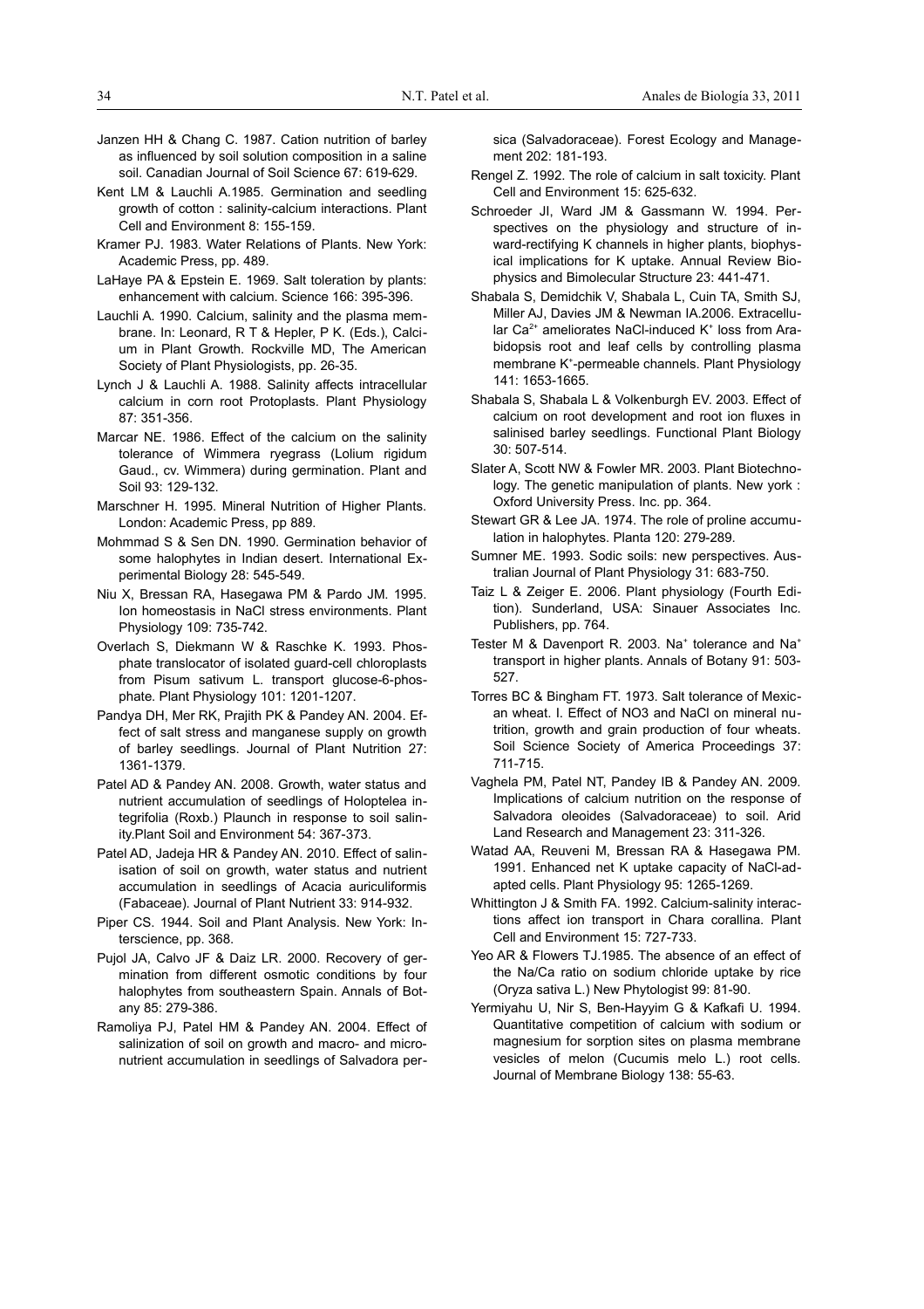Janzen HH & Chang C. 1987. Cation nutrition of barley as influenced by soil solution composition in a saline soil. Canadian Journal of Soil Science 67: 619-629.

Kent LM & Lauchli A.1985. Germination and seedling growth of cotton : salinity-calcium interactions. Plant Cell and Environment 8: 155-159.

Kramer PJ. 1983. Water Relations of Plants. New York: Academic Press, pp. 489.

LaHaye PA & Epstein E. 1969. Salt toleration by plants: enhancement with calcium. Science 166: 395-396.

Lauchli A. 1990. Calcium, salinity and the plasma membrane. In: Leonard, R T & Hepler, P K. (Eds.), Calcium in Plant Growth. Rockville MD, The American Society of Plant Physiologists, pp. 26-35.

Lynch J & Lauchli A. 1988. Salinity affects intracellular calcium in corn root Protoplasts. Plant Physiology 87: 351-356.

Marcar NE. 1986. Effect of the calcium on the salinity tolerance of Wimmera ryegrass (Lolium rigidum Gaud., cv. Wimmera) during germination. Plant and Soil 93: 129-132.

Marschner H. 1995. Mineral Nutrition of Higher Plants. London: Academic Press, pp 889.

Mohmmad S & Sen DN. 1990. Germination behavior of some halophytes in Indian desert. International Experimental Biology 28: 545-549.

Niu X, Bressan RA, Hasegawa PM & Pardo JM. 1995. Ion homeostasis in NaCl stress environments. Plant Physiology 109: 735-742.

Overlach S, Diekmann W & Raschke K. 1993. Phosphate translocator of isolated guard-cell chloroplasts from Pisum sativum L. transport glucose-6-phosphate. Plant Physiology 101: 1201-1207.

Pandya DH, Mer RK, Prajith PK & Pandey AN. 2004. Effect of salt stress and manganese supply on growth of barley seedlings. Journal of Plant Nutrition 27: 1361-1379.

Patel AD & Pandey AN. 2008. Growth, water status and nutrient accumulation of seedlings of Holoptelea integrifolia (Roxb.) Plaunch in response to soil salinity.Plant Soil and Environment 54: 367-373.

Patel AD, Jadeja HR & Pandey AN. 2010. Effect of salinisation of soil on growth, water status and nutrient accumulation in seedlings of Acacia auriculiformis (Fabaceae). Journal of Plant Nutrient 33: 914-932.

Piper CS. 1944. Soil and Plant Analysis. New York: Interscience, pp. 368.

Pujol JA, Calvo JF & Daiz LR. 2000. Recovery of germination from different osmotic conditions by four halophytes from southeastern Spain. Annals of Botany 85: 279-386.

Ramoliya PJ, Patel HM & Pandey AN. 2004. Effect of salinization of soil on growth and macro- and micronutrient accumulation in seedlings of Salvadora persica (Salvadoraceae). Forest Ecology and Management 202: 181-193.

Rengel Z. 1992. The role of calcium in salt toxicity. Plant Cell and Environment 15: 625-632.

Schroeder JI, Ward JM & Gassmann W. 1994. Perspectives on the physiology and structure of inward-rectifying K channels in higher plants, biophysical implications for K uptake. Annual Review Biophysics and Bimolecular Structure 23: 441-471.

Shabala S, Demidchik V, Shabala L, Cuin TA, Smith SJ, Miller AJ, Davies JM & Newman IA.2006. Extracellular $Ca^{2+}$ ameliorates NaCl-induced $K^{+}$ loss from Arabidopsis root and leaf cells by controlling plasma membrane $K^{+}$-permeable channels. Plant Physiology 141: 1653-1665.

Shabala S, Shabala L & Volkenburgh EV. 2003. Effect of calcium on root development and root ion fluxes in salinised barley seedlings. Functional Plant Biology 30: 507-514.

Slater A, Scott NW & Fowler MR. 2003. Plant Biotechnology. The genetic manipulation of plants. New york : Oxford University Press. Inc. pp. 364.

Stewart GR & Lee JA. 1974. The role of proline accumulation in halophytes. Planta 120: 279-289.

Sumner ME. 1993. Sodic soils: new perspectives. Australian Journal of Plant Physiology 31: 683-750.

Taiz L & Zeiger E. 2006. Plant physiology (Fourth Edition). Sunderland, USA: Sinauer Associates Inc. Publishers, pp. 764.

Tester M & Davenport R. 2003. $Na^{+}$ tolerance and $Na^{+}$ transport in higher plants. Annals of Botany 91: 503-527.

Torres BC & Bingham FT. 1973. Salt tolerance of Mexican wheat. I. Effect of NO3 and NaCl on mineral nutrition, growth and grain production of four wheats. Soil Science Society of America Proceedings 37: 711-715.

Vaghela PM, Patel NT, Pandey IB & Pandey AN. 2009. Implications of calcium nutrition on the response of Salvadora oleoides (Salvadoraceae) to soil. Arid Land Research and Management 23: 311-326.

Watad AA, Reuveni M, Bressan RA & Hasegawa PM. 1991. Enhanced net K uptake capacity of NaCl-adapted cells. Plant Physiology 95: 1265-1269.

Whittington J & Smith FA. 1992. Calcium-salinity interactions affect ion transport in Chara corallina. Plant Cell and Environment 15: 727-733.

Yeo AR & Flowers TJ.1985. The absence of an effect of the Na/Ca ratio on sodium chloride uptake by rice (Oryza sativa L.) New Phytologist 99: 81-90.

Yermiyahu U, Nir S, Ben-Hayyim G & Kafkafi U. 1994. Quantitative competition of calcium with sodium or magnesium for sorption sites on plasma membrane vesicles of melon (Cucumis melo L.) root cells. Journal of Membrane Biology 138: 55-63.